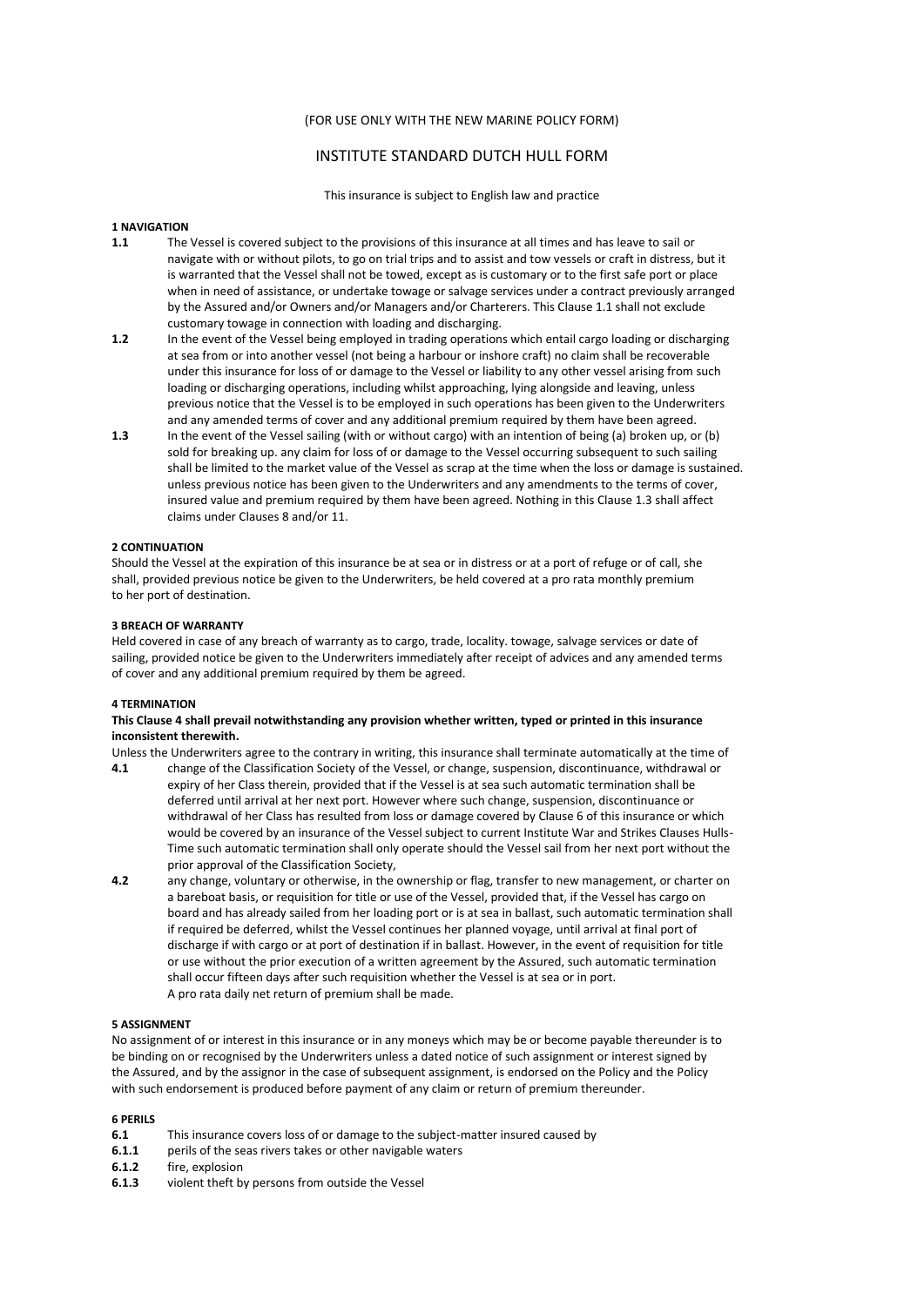(FOR USE ONLY WITH THE NEW MARINE POLICY FORM)

# INSTITUTE STANDARD DUTCH HULL FORM

This insurance is subject to English law and practice

## 1 NAVIGATION

**1.1** The Vessel is covered subject to the provisions of this insurance at all times and has leave to sail or navigate with or without pilots, to go on trial trips and to assist and tow vessels or craft in distress, but it is warranted that the Vessel shall not be towed, except as is customary or to the first safe port or place when in need of assistance, or undertake towage or salvage services under a contract previously arranged by the Assured and/or Owners and/or Managers and/or Charterers. This Clause 1.1 shall not exclude customary towage in connection with loading and discharging.

**1.2** In the event of the Vessel being employed in trading operations which entail cargo loading or discharging at sea from or into another vessel (not being a harbour or inshore craft) no claim shall be recoverable under this insurance for loss of or damage to the Vessel or liability to any other vessel arising from such loading or discharging operations, including whilst approaching, lying alongside and leaving, unless previous notice that the Vessel is to be employed in such operations has been given to the Underwriters and any amended terms of cover and any additional premium required by them have been agreed.

**1.3** In the event of the Vessel sailing (with or without cargo) with an intention of being (a) broken up, or (b) sold for breaking up. any claim for loss of or damage to the Vessel occurring subsequent to such sailing shall be limited to the market value of the Vessel as scrap at the time when the loss or damage is sustained. unless previous notice has been given to the Underwriters and any amendments to the terms of cover, insured value and premium required by them have been agreed. Nothing in this Clause 1.3 shall affect claims under Clauses 8 and/or 11.

## 2 CONTINUATION

Should the Vessel at the expiration of this insurance be at sea or in distress or at a port of refuge or of call, she shall, provided previous notice be given to the Underwriters, be held covered at a pro rata monthly premium to her port of destination.

## 3 BREACH OF WARRANTY

Held covered in case of any breach of warranty as to cargo, trade, locality. towage, salvage services or date of sailing, provided notice be given to the Underwriters immediately after receipt of advices and any amended terms of cover and any additional premium required by them be agreed.

## 4 TERMINATION

**This Clause 4 shall prevail notwithstanding any provision whether written, typed or printed in this insurance inconsistent therewith.**

Unless the Underwriters agree to the contrary in writing, this insurance shall terminate automatically at the time of

**4.1** change of the Classification Society of the Vessel, or change, suspension, discontinuance, withdrawal or expiry of her Class therein, provided that if the Vessel is at sea such automatic termination shall be deferred until arrival at her next port. However where such change, suspension, discontinuance or withdrawal of her Class has resulted from loss or damage covered by Clause 6 of this insurance or which would be covered by an insurance of the Vessel subject to current Institute War and Strikes Clauses Hulls-Time such automatic termination shall only operate should the Vessel sail from her next port without the prior approval of the Classification Society,

**4.2** any change, voluntary or otherwise, in the ownership or flag, transfer to new management, or charter on a bareboat basis, or requisition for title or use of the Vessel, provided that, if the Vessel has cargo on board and has already sailed from her loading port or is at sea in ballast, such automatic termination shall if required be deferred, whilst the Vessel continues her planned voyage, until arrival at final port of discharge if with cargo or at port of destination if in ballast. However, in the event of requisition for title or use without the prior execution of a written agreement by the Assured, such automatic termination shall occur fifteen days after such requisition whether the Vessel is at sea or in port.
A pro rata daily net return of premium shall be made.

## 5 ASSIGNMENT

No assignment of or interest in this insurance or in any moneys which may be or become payable thereunder is to be binding on or recognised by the Underwriters unless a dated notice of such assignment or interest signed by the Assured, and by the assignor in the case of subsequent assignment, is endorsed on the Policy and the Policy with such endorsement is produced before payment of any claim or return of premium thereunder.

## 6 PERILS

**6.1** This insurance covers loss of or damage to the subject-matter insured caused by

**6.1.1** perils of the seas rivers takes or other navigable waters

**6.1.2** fire, explosion

**6.1.3** violent theft by persons from outside the Vessel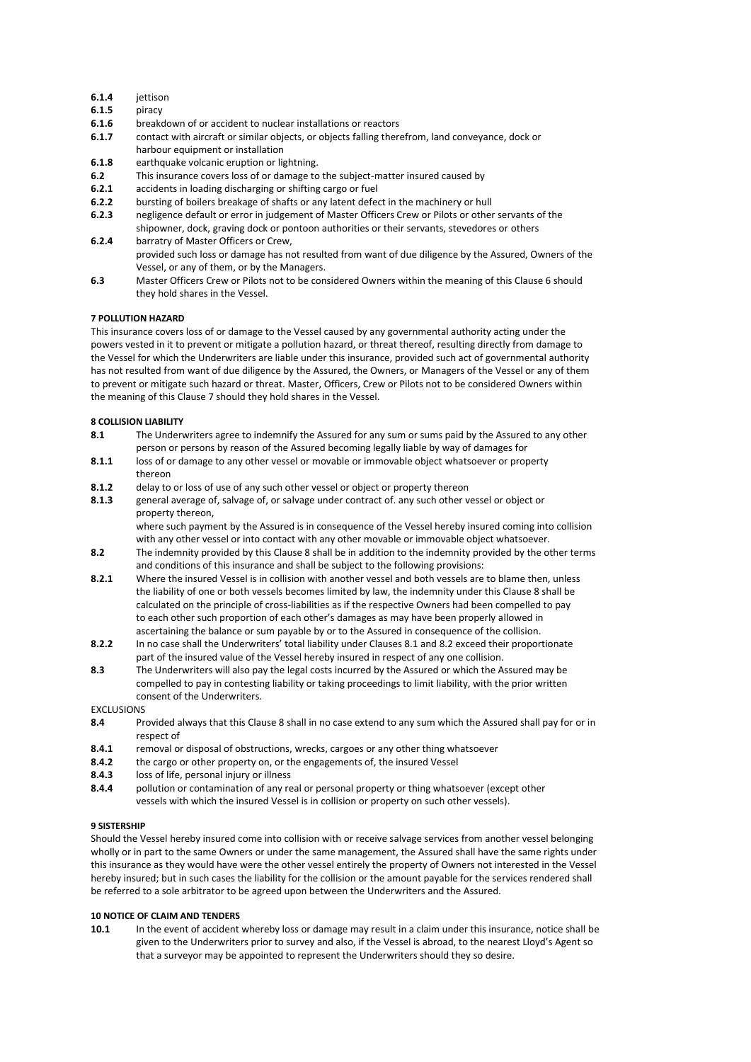**6.1.4** jettison

**6.1.5** piracy

**6.1.6** breakdown of or accident to nuclear installations or reactors

**6.1.7** contact with aircraft or similar objects, or objects falling therefrom, land conveyance, dock or harbour equipment or installation

**6.1.8** earthquake volcanic eruption or lightning.

**6.2** This insurance covers loss of or damage to the subject-matter insured caused by

**6.2.1** accidents in loading discharging or shifting cargo or fuel

**6.2.2** bursting of boilers breakage of shafts or any latent defect in the machinery or hull

**6.2.3** negligence default or error in judgement of Master Officers Crew or Pilots or other servants of the shipowner, dock, graving dock or pontoon authorities or their servants, stevedores or others

**6.2.4** barratry of Master Officers or Crew,

provided such loss or damage has not resulted from want of due diligence by the Assured, Owners of the Vessel, or any of them, or by the Managers.

**6.3** Master Officers Crew or Pilots not to be considered Owners within the meaning of this Clause 6 should they hold shares in the Vessel.

**7 POLLUTION HAZARD**

This insurance covers loss of or damage to the Vessel caused by any governmental authority acting under the powers vested in it to prevent or mitigate a pollution hazard, or threat thereof, resulting directly from damage to the Vessel for which the Underwriters are liable under this insurance, provided such act of governmental authority has not resulted from want of due diligence by the Assured, the Owners, or Managers of the Vessel or any of them to prevent or mitigate such hazard or threat. Master, Officers, Crew or Pilots not to be considered Owners within the meaning of this Clause 7 should they hold shares in the Vessel.

**8 COLLISION LIABILITY**

**8.1** The Underwriters agree to indemnify the Assured for any sum or sums paid by the Assured to any other person or persons by reason of the Assured becoming legally liable by way of damages for

**8.1.1** loss of or damage to any other vessel or movable or immovable object whatsoever or property thereon

**8.1.2** delay to or loss of use of any such other vessel or object or property thereon

**8.1.3** general average of, salvage of, or salvage under contract of. any such other vessel or object or property thereon,

where such payment by the Assured is in consequence of the Vessel hereby insured coming into collision with any other vessel or into contact with any other movable or immovable object whatsoever.

**8.2** The indemnity provided by this Clause 8 shall be in addition to the indemnity provided by the other terms and conditions of this insurance and shall be subject to the following provisions:

**8.2.1** Where the insured Vessel is in collision with another vessel and both vessels are to blame then, unless the liability of one or both vessels becomes limited by law, the indemnity under this Clause 8 shall be calculated on the principle of cross-liabilities as if the respective Owners had been compelled to pay to each other such proportion of each other's damages as may have been properly allowed in ascertaining the balance or sum payable by or to the Assured in consequence of the collision.

**8.2.2** In no case shall the Underwriters' total liability under Clauses 8.1 and 8.2 exceed their proportionate part of the insured value of the Vessel hereby insured in respect of any one collision.

**8.3** The Underwriters will also pay the legal costs incurred by the Assured or which the Assured may be compelled to pay in contesting liability or taking proceedings to limit liability, with the prior written consent of the Underwriters.

EXCLUSIONS

**8.4** Provided always that this Clause 8 shall in no case extend to any sum which the Assured shall pay for or in respect of

**8.4.1** removal or disposal of obstructions, wrecks, cargoes or any other thing whatsoever

**8.4.2** the cargo or other property on, or the engagements of, the insured Vessel

**8.4.3** loss of life, personal injury or illness

**8.4.4** pollution or contamination of any real or personal property or thing whatsoever (except other vessels with which the insured Vessel is in collision or property on such other vessels).

**9 SISTERSHIP**

Should the Vessel hereby insured come into collision with or receive salvage services from another vessel belonging wholly or in part to the same Owners or under the same management, the Assured shall have the same rights under this insurance as they would have were the other vessel entirely the property of Owners not interested in the Vessel hereby insured; but in such cases the liability for the collision or the amount payable for the services rendered shall be referred to a sole arbitrator to be agreed upon between the Underwriters and the Assured.

**10 NOTICE OF CLAIM AND TENDERS**

**10.1** In the event of accident whereby loss or damage may result in a claim under this insurance, notice shall be given to the Underwriters prior to survey and also, if the Vessel is abroad, to the nearest Lloyd's Agent so that a surveyor may be appointed to represent the Underwriters should they so desire.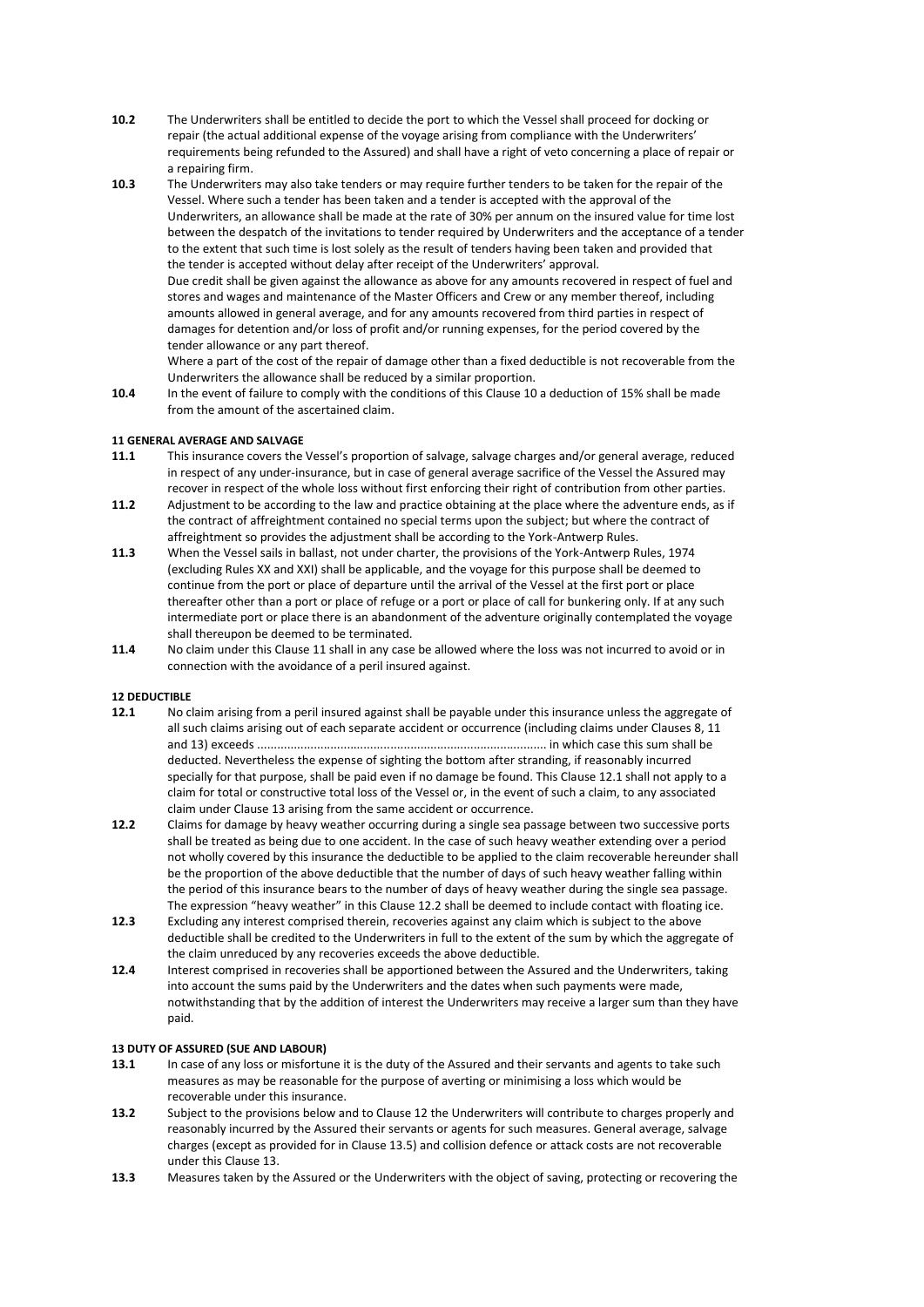**10.2** The Underwriters shall be entitled to decide the port to which the Vessel shall proceed for docking or repair (the actual additional expense of the voyage arising from compliance with the Underwriters' requirements being refunded to the Assured) and shall have a right of veto concerning a place of repair or a repairing firm.

**10.3** The Underwriters may also take tenders or may require further tenders to be taken for the repair of the Vessel. Where such a tender has been taken and a tender is accepted with the approval of the Underwriters, an allowance shall be made at the rate of 30% per annum on the insured value for time lost between the despatch of the invitations to tender required by Underwriters and the acceptance of a tender to the extent that such time is lost solely as the result of tenders having been taken and provided that the tender is accepted without delay after receipt of the Underwriters' approval.

Due credit shall be given against the allowance as above for any amounts recovered in respect of fuel and stores and wages and maintenance of the Master Officers and Crew or any member thereof, including amounts allowed in general average, and for any amounts recovered from third parties in respect of damages for detention and/or loss of profit and/or running expenses, for the period covered by the tender allowance or any part thereof.

Where a part of the cost of the repair of damage other than a fixed deductible is not recoverable from the Underwriters the allowance shall be reduced by a similar proportion.

**10.4** In the event of failure to comply with the conditions of this Clause 10 a deduction of 15% shall be made from the amount of the ascertained claim.

**11 GENERAL AVERAGE AND SALVAGE**

**11.1** This insurance covers the Vessel's proportion of salvage, salvage charges and/or general average, reduced in respect of any under-insurance, but in case of general average sacrifice of the Vessel the Assured may recover in respect of the whole loss without first enforcing their right of contribution from other parties.

**11.2** Adjustment to be according to the law and practice obtaining at the place where the adventure ends, as if the contract of affreightment contained no special terms upon the subject; but where the contract of affreightment so provides the adjustment shall be according to the York-Antwerp Rules.

**11.3** When the Vessel sails in ballast, not under charter, the provisions of the York-Antwerp Rules, 1974 (excluding Rules XX and XXI) shall be applicable, and the voyage for this purpose shall be deemed to continue from the port or place of departure until the arrival of the Vessel at the first port or place thereafter other than a port or place of refuge or a port or place of call for bunkering only. If at any such intermediate port or place there is an abandonment of the adventure originally contemplated the voyage shall thereupon be deemed to be terminated.

**11.4** No claim under this Clause 11 shall in any case be allowed where the loss was not incurred to avoid or in connection with the avoidance of a peril insured against.

**12 DEDUCTIBLE**

**12.1** No claim arising from a peril insured against shall be payable under this insurance unless the aggregate of all such claims arising out of each separate accident or occurrence (including claims under Clauses 8, 11 and 13) exceeds ...................................................................................... in which case this sum shall be deducted. Nevertheless the expense of sighting the bottom after stranding, if reasonably incurred specially for that purpose, shall be paid even if no damage be found. This Clause 12.1 shall not apply to a claim for total or constructive total loss of the Vessel or, in the event of such a claim, to any associated claim under Clause 13 arising from the same accident or occurrence.

**12.2** Claims for damage by heavy weather occurring during a single sea passage between two successive ports shall be treated as being due to one accident. In the case of such heavy weather extending over a period not wholly covered by this insurance the deductible to be applied to the claim recoverable hereunder shall be the proportion of the above deductible that the number of days of such heavy weather falling within the period of this insurance bears to the number of days of heavy weather during the single sea passage. The expression "heavy weather" in this Clause 12.2 shall be deemed to include contact with floating ice.

**12.3** Excluding any interest comprised therein, recoveries against any claim which is subject to the above deductible shall be credited to the Underwriters in full to the extent of the sum by which the aggregate of the claim unreduced by any recoveries exceeds the above deductible.

**12.4** Interest comprised in recoveries shall be apportioned between the Assured and the Underwriters, taking into account the sums paid by the Underwriters and the dates when such payments were made, notwithstanding that by the addition of interest the Underwriters may receive a larger sum than they have paid.

**13 DUTY OF ASSURED (SUE AND LABOUR)**

**13.1** In case of any loss or misfortune it is the duty of the Assured and their servants and agents to take such measures as may be reasonable for the purpose of averting or minimising a loss which would be recoverable under this insurance.

**13.2** Subject to the provisions below and to Clause 12 the Underwriters will contribute to charges properly and reasonably incurred by the Assured their servants or agents for such measures. General average, salvage charges (except as provided for in Clause 13.5) and collision defence or attack costs are not recoverable under this Clause 13.

**13.3** Measures taken by the Assured or the Underwriters with the object of saving, protecting or recovering the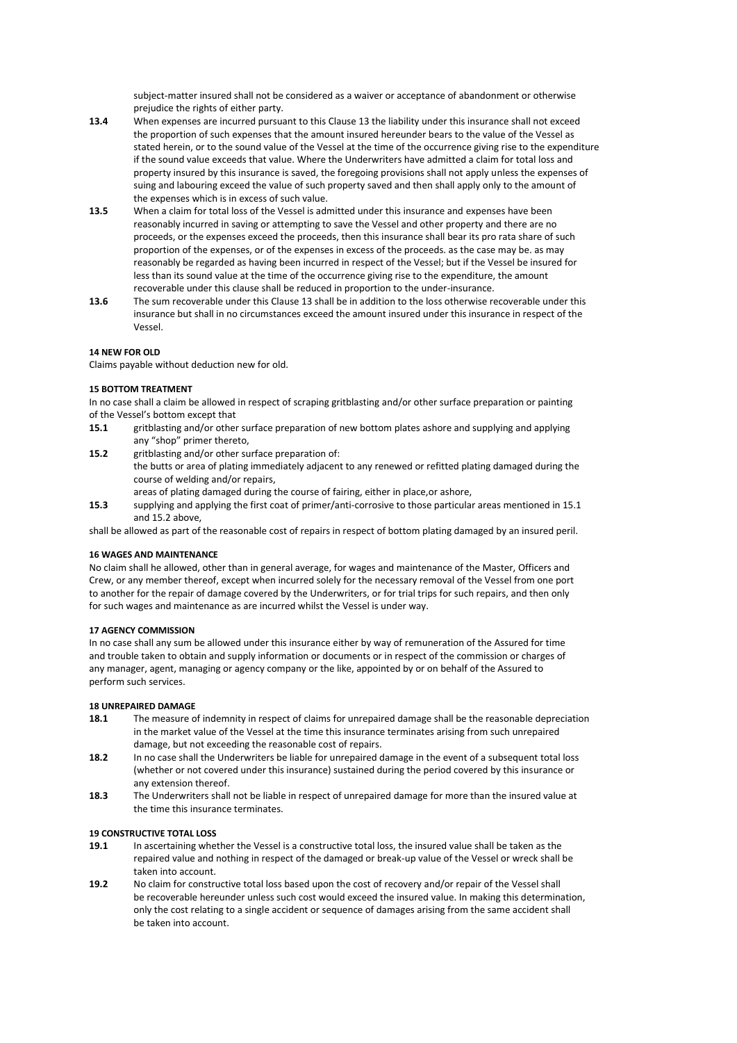subject-matter insured shall not be considered as a waiver or acceptance of abandonment or otherwise prejudice the rights of either party.

**13.4** When expenses are incurred pursuant to this Clause 13 the liability under this insurance shall not exceed the proportion of such expenses that the amount insured hereunder bears to the value of the Vessel as stated herein, or to the sound value of the Vessel at the time of the occurrence giving rise to the expenditure if the sound value exceeds that value. Where the Underwriters have admitted a claim for total loss and property insured by this insurance is saved, the foregoing provisions shall not apply unless the expenses of suing and labouring exceed the value of such property saved and then shall apply only to the amount of the expenses which is in excess of such value.

**13.5** When a claim for total loss of the Vessel is admitted under this insurance and expenses have been reasonably incurred in saving or attempting to save the Vessel and other property and there are no proceeds, or the expenses exceed the proceeds, then this insurance shall bear its pro rata share of such proportion of the expenses, or of the expenses in excess of the proceeds. as the case may be. as may reasonably be regarded as having been incurred in respect of the Vessel; but if the Vessel be insured for less than its sound value at the time of the occurrence giving rise to the expenditure, the amount recoverable under this clause shall be reduced in proportion to the under-insurance.

**13.6** The sum recoverable under this Clause 13 shall be in addition to the loss otherwise recoverable under this insurance but shall in no circumstances exceed the amount insured under this insurance in respect of the Vessel.

**14 NEW FOR OLD**

Claims payable without deduction new for old.

**15 BOTTOM TREATMENT**

In no case shall a claim be allowed in respect of scraping gritblasting and/or other surface preparation or painting of the Vessel's bottom except that

**15.1** gritblasting and/or other surface preparation of new bottom plates ashore and supplying and applying any "shop" primer thereto,

**15.2** gritblasting and/or other surface preparation of:
the butts or area of plating immediately adjacent to any renewed or refitted plating damaged during the course of welding and/or repairs,
areas of plating damaged during the course of fairing, either in place,or ashore,

**15.3** supplying and applying the first coat of primer/anti-corrosive to those particular areas mentioned in 15.1 and 15.2 above,

shall be allowed as part of the reasonable cost of repairs in respect of bottom plating damaged by an insured peril.

**16 WAGES AND MAINTENANCE**

No claim shall he allowed, other than in general average, for wages and maintenance of the Master, Officers and Crew, or any member thereof, except when incurred solely for the necessary removal of the Vessel from one port to another for the repair of damage covered by the Underwriters, or for trial trips for such repairs, and then only for such wages and maintenance as are incurred whilst the Vessel is under way.

**17 AGENCY COMMISSION**

In no case shall any sum be allowed under this insurance either by way of remuneration of the Assured for time and trouble taken to obtain and supply information or documents or in respect of the commission or charges of any manager, agent, managing or agency company or the like, appointed by or on behalf of the Assured to perform such services.

**18 UNREPAIRED DAMAGE**

**18.1** The measure of indemnity in respect of claims for unrepaired damage shall be the reasonable depreciation in the market value of the Vessel at the time this insurance terminates arising from such unrepaired damage, but not exceeding the reasonable cost of repairs.

**18.2** In no case shall the Underwriters be liable for unrepaired damage in the event of a subsequent total loss (whether or not covered under this insurance) sustained during the period covered by this insurance or any extension thereof.

**18.3** The Underwriters shall not be liable in respect of unrepaired damage for more than the insured value at the time this insurance terminates.

**19 CONSTRUCTIVE TOTAL LOSS**

**19.1** In ascertaining whether the Vessel is a constructive total loss, the insured value shall be taken as the repaired value and nothing in respect of the damaged or break-up value of the Vessel or wreck shall be taken into account.

**19.2** No claim for constructive total loss based upon the cost of recovery and/or repair of the Vessel shall be recoverable hereunder unless such cost would exceed the insured value. In making this determination, only the cost relating to a single accident or sequence of damages arising from the same accident shall be taken into account.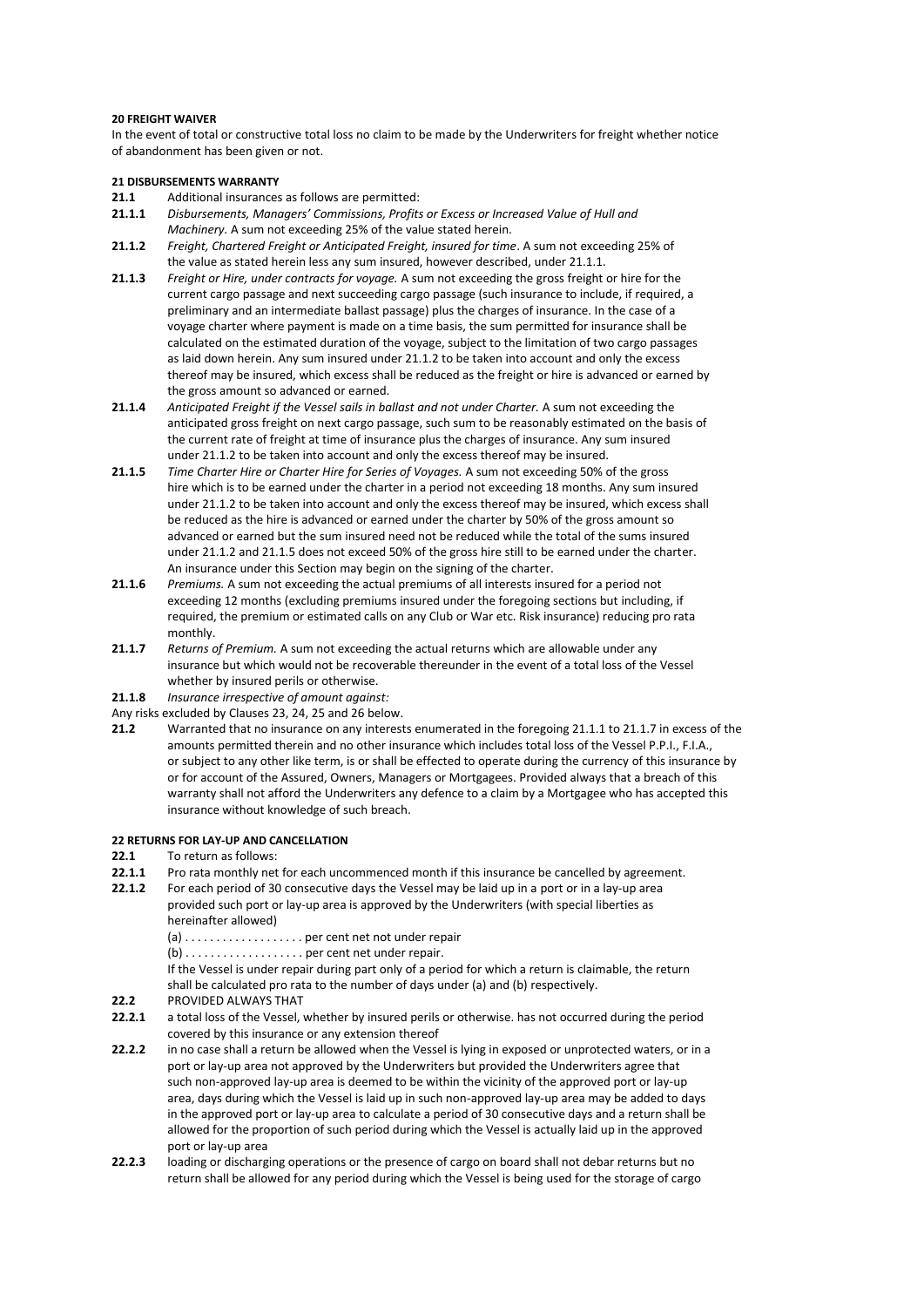**20 FREIGHT WAIVER**

In the event of total or constructive total loss no claim to be made by the Underwriters for freight whether notice of abandonment has been given or not.

**21 DISBURSEMENTS WARRANTY**

**21.1** Additional insurances as follows are permitted:

**21.1.1** *Disbursements, Managers' Commissions, Profits or Excess or Increased Value of Hull and Machinery.* A sum not exceeding 25% of the value stated herein.

**21.1.2** *Freight, Chartered Freight or Anticipated Freight, insured for time*. A sum not exceeding 25% of the value as stated herein less any sum insured, however described, under 21.1.1.

**21.1.3** *Freight or Hire, under contracts for voyage.* A sum not exceeding the gross freight or hire for the current cargo passage and next succeeding cargo passage (such insurance to include, if required, a preliminary and an intermediate ballast passage) plus the charges of insurance. In the case of a voyage charter where payment is made on a time basis, the sum permitted for insurance shall be calculated on the estimated duration of the voyage, subject to the limitation of two cargo passages as laid down herein. Any sum insured under 21.1.2 to be taken into account and only the excess thereof may be insured, which excess shall be reduced as the freight or hire is advanced or earned by the gross amount so advanced or earned.

**21.1.4** *Anticipated Freight if the Vessel sails in ballast and not under Charter.* A sum not exceeding the anticipated gross freight on next cargo passage, such sum to be reasonably estimated on the basis of the current rate of freight at time of insurance plus the charges of insurance. Any sum insured under 21.1.2 to be taken into account and only the excess thereof may be insured.

**21.1.5** *Time Charter Hire or Charter Hire for Series of Voyages.* A sum not exceeding 50% of the gross hire which is to be earned under the charter in a period not exceeding 18 months. Any sum insured under 21.1.2 to be taken into account and only the excess thereof may be insured, which excess shall be reduced as the hire is advanced or earned under the charter by 50% of the gross amount so advanced or earned but the sum insured need not be reduced while the total of the sums insured under 21.1.2 and 21.1.5 does not exceed 50% of the gross hire still to be earned under the charter. An insurance under this Section may begin on the signing of the charter.

**21.1.6** *Premiums.* A sum not exceeding the actual premiums of all interests insured for a period not exceeding 12 months (excluding premiums insured under the foregoing sections but including, if required, the premium or estimated calls on any Club or War etc. Risk insurance) reducing pro rata monthly.

**21.1.7** *Returns of Premium.* A sum not exceeding the actual returns which are allowable under any insurance but which would not be recoverable thereunder in the event of a total loss of the Vessel whether by insured perils or otherwise.

**21.1.8** *Insurance irrespective of amount against:*

Any risks excluded by Clauses 23, 24, 25 and 26 below.

**21.2** Warranted that no insurance on any interests enumerated in the foregoing 21.1.1 to 21.1.7 in excess of the amounts permitted therein and no other insurance which includes total loss of the Vessel P.P.I., F.I.A., or subject to any other like term, is or shall be effected to operate during the currency of this insurance by or for account of the Assured, Owners, Managers or Mortgagees. Provided always that a breach of this warranty shall not afford the Underwriters any defence to a claim by a Mortgagee who has accepted this insurance without knowledge of such breach.

**22 RETURNS FOR LAY-UP AND CANCELLATION**

**22.1** To return as follows:

**22.1.1** Pro rata monthly net for each uncommenced month if this insurance be cancelled by agreement.

**22.1.2** For each period of 30 consecutive days the Vessel may be laid up in a port or in a lay-up area provided such port or lay-up area is approved by the Underwriters (with special liberties as hereinafter allowed)

(a) . . . . . . . . . . . . . . . . . . per cent net not under repair

(b) . . . . . . . . . . . . . . . . . . per cent net under repair.

If the Vessel is under repair during part only of a period for which a return is claimable, the return shall be calculated pro rata to the number of days under (a) and (b) respectively.

**22.2** PROVIDED ALWAYS THAT

**22.2.1** a total loss of the Vessel, whether by insured perils or otherwise. has not occurred during the period covered by this insurance or any extension thereof

**22.2.2** in no case shall a return be allowed when the Vessel is lying in exposed or unprotected waters, or in a port or lay-up area not approved by the Underwriters but provided the Underwriters agree that such non-approved lay-up area is deemed to be within the vicinity of the approved port or lay-up area, days during which the Vessel is laid up in such non-approved lay-up area may be added to days in the approved port or lay-up area to calculate a period of 30 consecutive days and a return shall be allowed for the proportion of such period during which the Vessel is actually laid up in the approved port or lay-up area

**22.2.3** loading or discharging operations or the presence of cargo on board shall not debar returns but no return shall be allowed for any period during which the Vessel is being used for the storage of cargo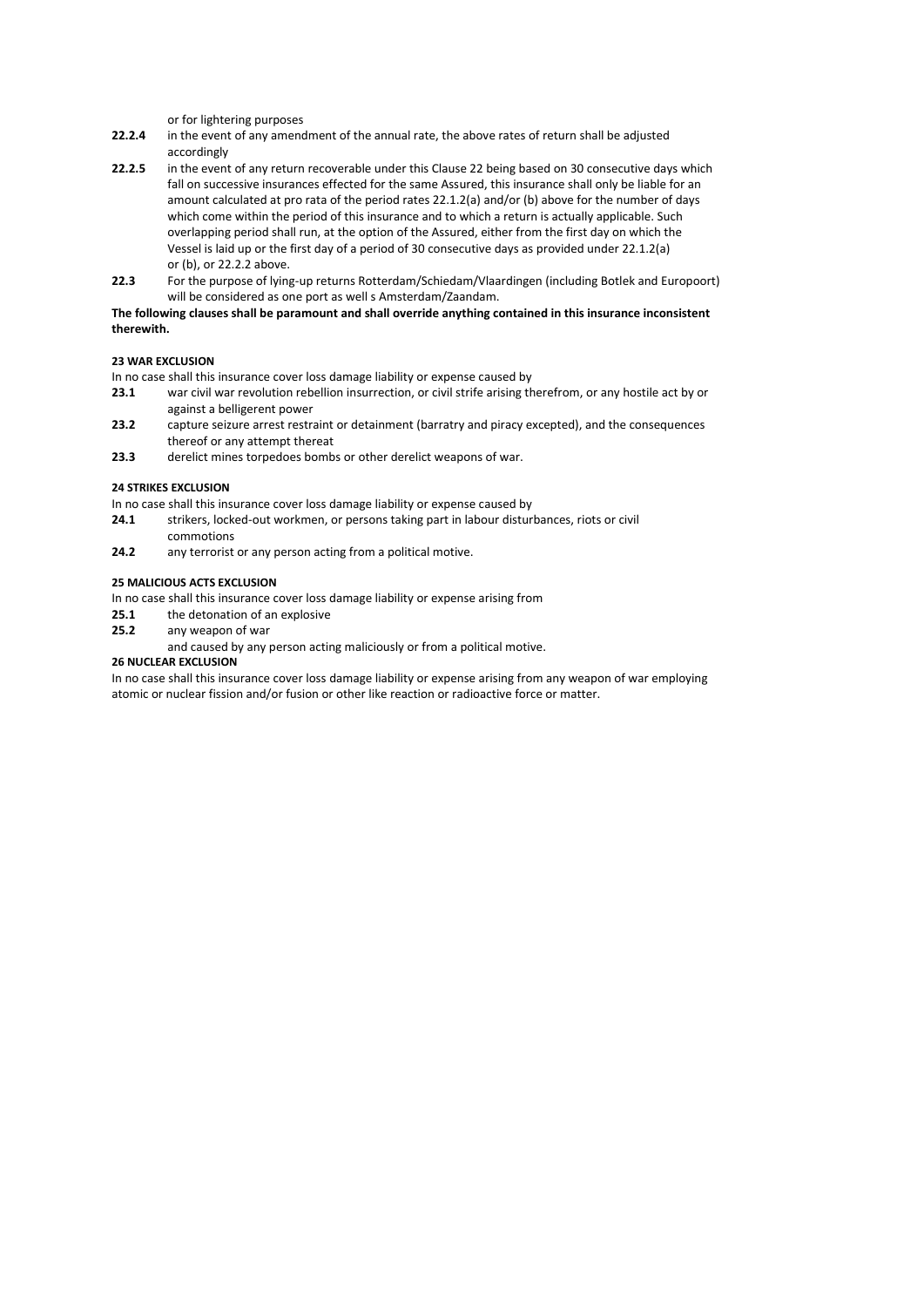or for lightering purposes

**22.2.4** in the event of any amendment of the annual rate, the above rates of return shall be adjusted accordingly

**22.2.5** in the event of any return recoverable under this Clause 22 being based on 30 consecutive days which fall on successive insurances effected for the same Assured, this insurance shall only be liable for an amount calculated at pro rata of the period rates 22.1.2(a) and/or (b) above for the number of days which come within the period of this insurance and to which a return is actually applicable. Such overlapping period shall run, at the option of the Assured, either from the first day on which the Vessel is laid up or the first day of a period of 30 consecutive days as provided under 22.1.2(a) or (b), or 22.2.2 above.

**22.3** For the purpose of lying-up returns Rotterdam/Schiedam/Vlaardingen (including Botlek and Europoort) will be considered as one port as well s Amsterdam/Zaandam.

**The following clauses shall be paramount and shall override anything contained in this insurance inconsistent therewith.**

**23 WAR EXCLUSION**

In no case shall this insurance cover loss damage liability or expense caused by

**23.1** war civil war revolution rebellion insurrection, or civil strife arising therefrom, or any hostile act by or against a belligerent power

**23.2** capture seizure arrest restraint or detainment (barratry and piracy excepted), and the consequences thereof or any attempt thereat

**23.3** derelict mines torpedoes bombs or other derelict weapons of war.

**24 STRIKES EXCLUSION**

In no case shall this insurance cover loss damage liability or expense caused by

**24.1** strikers, locked-out workmen, or persons taking part in labour disturbances, riots or civil commotions

**24.2** any terrorist or any person acting from a political motive.

**25 MALICIOUS ACTS EXCLUSION**

In no case shall this insurance cover loss damage liability or expense arising from

**25.1** the detonation of an explosive

**25.2** any weapon of war

and caused by any person acting maliciously or from a political motive.

**26 NUCLEAR EXCLUSION**

In no case shall this insurance cover loss damage liability or expense arising from any weapon of war employing atomic or nuclear fission and/or fusion or other like reaction or radioactive force or matter.